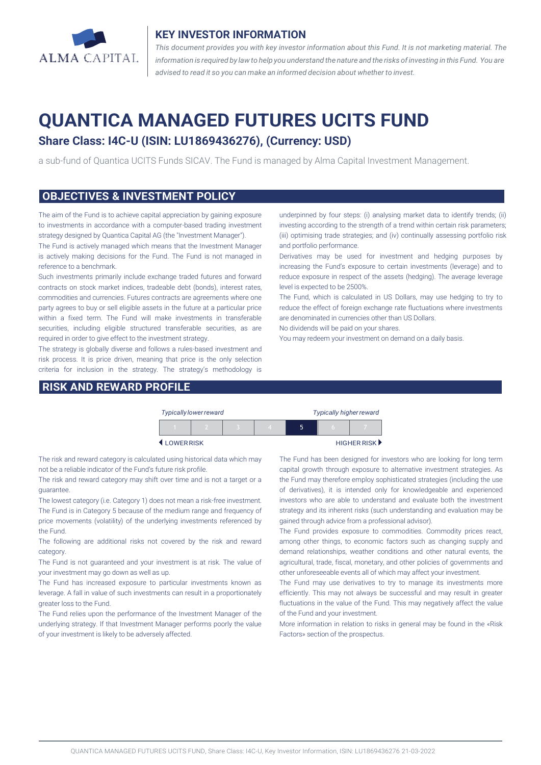## KEY INVESTOR INFORMATION

*This document provides you with key investor information about this Fund. It is not marketing material. The information is required by law to help you understand the nature and the risks of investing in this Fund. You are advised to read it so you can make an informed decision about whether to invest.*

# QUANTICA MANAGED FUTURES UCITS FUND

## Share Class: I4C-U (ISIN: LU1869436276), (Currency: USD)

a sub-fund of Quantica UCITS Funds SICAV. The Fund is managed by Alma Capital Investment Management.

## OBJECTIVES & INVESTMENT POLICY

The aim of the Fund is to achieve capital appreciation by gaining exposure to investments in accordance with a computer-based trading investment strategy designed by Quantica Capital AG (the "Investment Manager").

The Fund is actively managed which means that the Investment Manager is actively making decisions for the Fund. The Fund is not managed in reference to a benchmark.

Such investments primarily include exchange traded futures and forward contracts on stock market indices, tradeable debt (bonds), interest rates, commodities and currencies. Futures contracts are agreements where one party agrees to buy or sell eligible assets in the future at a particular price within a fixed term. The Fund will make investments in transferable securities, including eligible structured transferable securities, as are required in order to give effect to the investment strategy.

The strategy is globally diverse and follows a rules-based investment and risk process. It is price driven, meaning that price is the only selection criteria for inclusion in the strategy. The strategy's methodology is underpinned by four steps: (i) analysing market data to identify trends; (ii) investing according to the strength of a trend within certain risk parameters; (iii) optimising trade strategies; and (iv) continually assessing portfolio risk and portfolio performance.

Derivatives may be used for investment and hedging purposes by increasing the Fund's exposure to certain investments (leverage) and to reduce exposure in respect of the assets (hedging). The average leverage level is expected to be 2500%.

The Fund, which is calculated in US Dollars, may use hedging to try to reduce the effect of foreign exchange rate fluctuations where investments are denominated in currencies other than US Dollars.

No dividends will be paid on your shares.

You may redeem your investment on demand on a daily basis.

## RISK AND REWARD PROFILE

*Typically lower reward* — *Typically higher reward*

| 1 | 2 | 3 | 4 | **5** | 6 | 7 |
|---|---|---|---|---|---|---|

◀ LOWER RISK — HIGHER RISK ▶

The risk and reward category is calculated using historical data which may not be a reliable indicator of the Fund's future risk profile.

The risk and reward category may shift over time and is not a target or a guarantee.

The lowest category (i.e. Category 1) does not mean a risk-free investment.

The Fund is in Category 5 because of the medium range and frequency of price movements (volatility) of the underlying investments referenced by the Fund.

The following are additional risks not covered by the risk and reward category.

The Fund is not guaranteed and your investment is at risk. The value of your investment may go down as well as up.

The Fund has increased exposure to particular investments known as leverage. A fall in value of such investments can result in a proportionately greater loss to the Fund.

The Fund relies upon the performance of the Investment Manager of the underlying strategy. If that Investment Manager performs poorly the value of your investment is likely to be adversely affected.

The Fund has been designed for investors who are looking for long term capital growth through exposure to alternative investment strategies. As the Fund may therefore employ sophisticated strategies (including the use of derivatives), it is intended only for knowledgeable and experienced investors who are able to understand and evaluate both the investment strategy and its inherent risks (such understanding and evaluation may be gained through advice from a professional advisor).

The Fund provides exposure to commodities. Commodity prices react, among other things, to economic factors such as changing supply and demand relationships, weather conditions and other natural events, the agricultural, trade, fiscal, monetary, and other policies of governments and other unforeseeable events all of which may affect your investment.

The Fund may use derivatives to try to manage its investments more efficiently. This may not always be successful and may result in greater fluctuations in the value of the Fund. This may negatively affect the value of the Fund and your investment.

More information in relation to risks in general may be found in the «Risk Factors» section of the prospectus.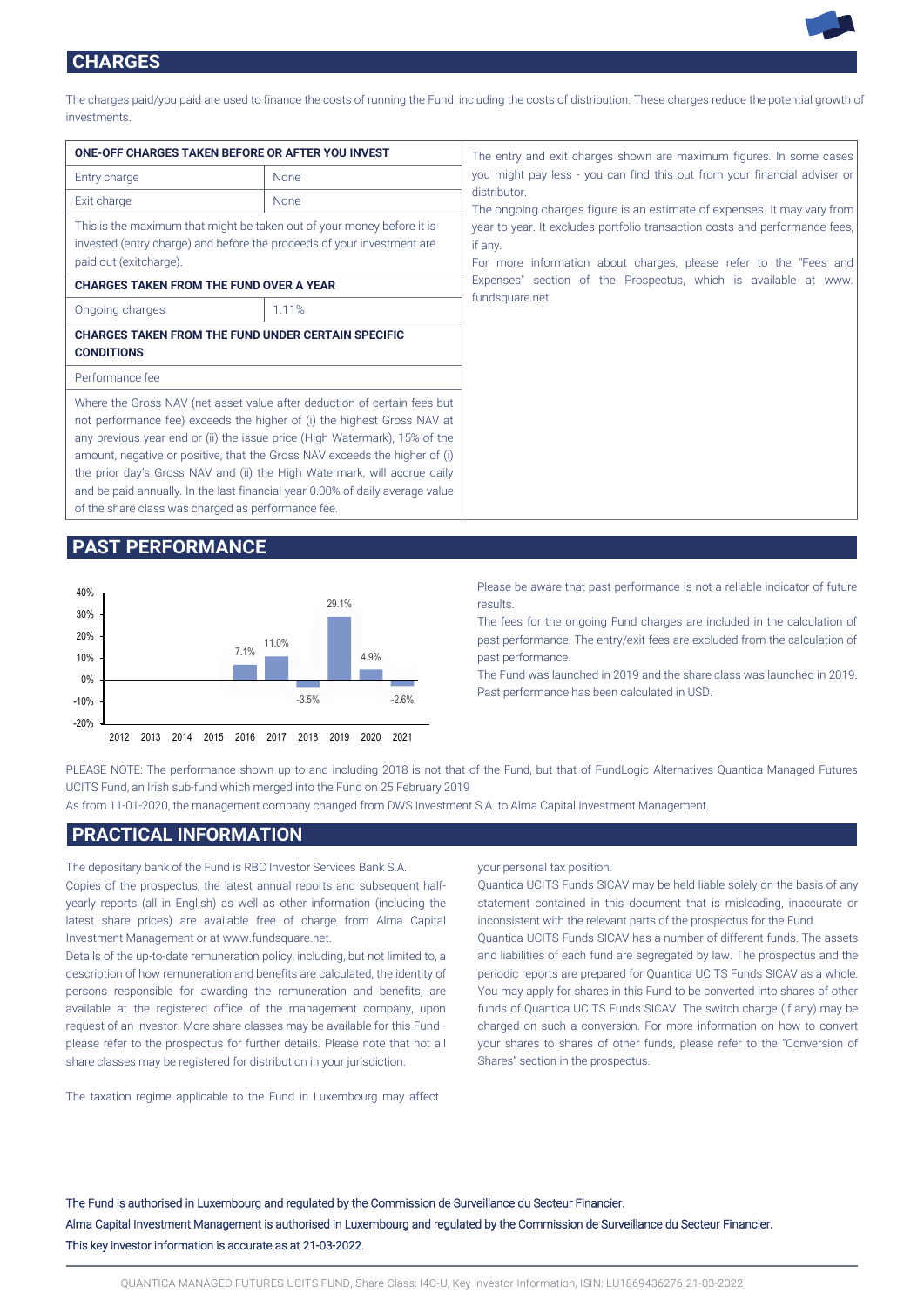## CHARGES

The charges paid/you paid are used to finance the costs of running the Fund, including the costs of distribution. These charges reduce the potential growth of investments.

| ONE-OFF CHARGES TAKEN BEFORE OR AFTER YOU INVEST | |
|---|---|
| Entry charge | None |
| Exit charge | None |
| This is the maximum that might be taken out of your money before it is invested (entry charge) and before the proceeds of your investment are paid out (exitcharge). | |
| **CHARGES TAKEN FROM THE FUND OVER A YEAR** | |
| Ongoing charges | 1.11% |
| **CHARGES TAKEN FROM THE FUND UNDER CERTAIN SPECIFIC CONDITIONS** | |
| Performance fee | |
| Where the Gross NAV (net asset value after deduction of certain fees but not performance fee) exceeds the higher of (i) the highest Gross NAV at any previous year end or (ii) the issue price (High Watermark), 15% of the amount, negative or positive, that the Gross NAV exceeds the higher of (i) the prior day's Gross NAV and (ii) the High Watermark, will accrue daily and be paid annually. In the last financial year 0.00% of daily average value of the share class was charged as performance fee. | |

The entry and exit charges shown are maximum figures. In some cases you might pay less - you can find this out from your financial adviser or distributor.

The ongoing charges figure is an estimate of expenses. It may vary from year to year. It excludes portfolio transaction costs and performance fees, if any.

For more information about charges, please refer to the "Fees and Expenses" section of the Prospectus, which is available at www.fundsquare.net.

## PAST PERFORMANCE

40%
30%
20%
10%
0%
-10%
-20%

7.1%
11.0%
-3.5%
29.1%
4.9%
-2.6%

2012 2013 2014 2015 2016 2017 2018 2019 2020 2021

Please be aware that past performance is not a reliable indicator of future results.

The fees for the ongoing Fund charges are included in the calculation of past performance. The entry/exit fees are excluded from the calculation of past performance.

The Fund was launched in 2019 and the share class was launched in 2019. Past performance has been calculated in USD.

PLEASE NOTE: The performance shown up to and including 2018 is not that of the Fund, but that of FundLogic Alternatives Quantica Managed Futures UCITS Fund, an Irish sub-fund which merged into the Fund on 25 February 2019

As from 11-01-2020, the management company changed from DWS Investment S.A. to Alma Capital Investment Management.

## PRACTICAL INFORMATION

The depositary bank of the Fund is RBC Investor Services Bank S.A.

Copies of the prospectus, the latest annual reports and subsequent half-yearly reports (all in English) as well as other information (including the latest share prices) are available free of charge from Alma Capital Investment Management or at www.fundsquare.net.

Details of the up-to-date remuneration policy, including, but not limited to, a description of how remuneration and benefits are calculated, the identity of persons responsible for awarding the remuneration and benefits, are available at the registered office of the management company, upon request of an investor. More share classes may be available for this Fund - please refer to the prospectus for further details. Please note that not all share classes may be registered for distribution in your jurisdiction.

The taxation regime applicable to the Fund in Luxembourg may affect your personal tax position.

Quantica UCITS Funds SICAV may be held liable solely on the basis of any statement contained in this document that is misleading, inaccurate or inconsistent with the relevant parts of the prospectus for the Fund.

Quantica UCITS Funds SICAV has a number of different funds. The assets and liabilities of each fund are segregated by law. The prospectus and the periodic reports are prepared for Quantica UCITS Funds SICAV as a whole. You may apply for shares in this Fund to be converted into shares of other funds of Quantica UCITS Funds SICAV. The switch charge (if any) may be charged on such a conversion. For more information on how to convert your shares to shares of other funds, please refer to the "Conversion of Shares" section in the prospectus.

The Fund is authorised in Luxembourg and regulated by the Commission de Surveillance du Secteur Financier.

Alma Capital Investment Management is authorised in Luxembourg and regulated by the Commission de Surveillance du Secteur Financier.

This key investor information is accurate as at 21-03-2022.